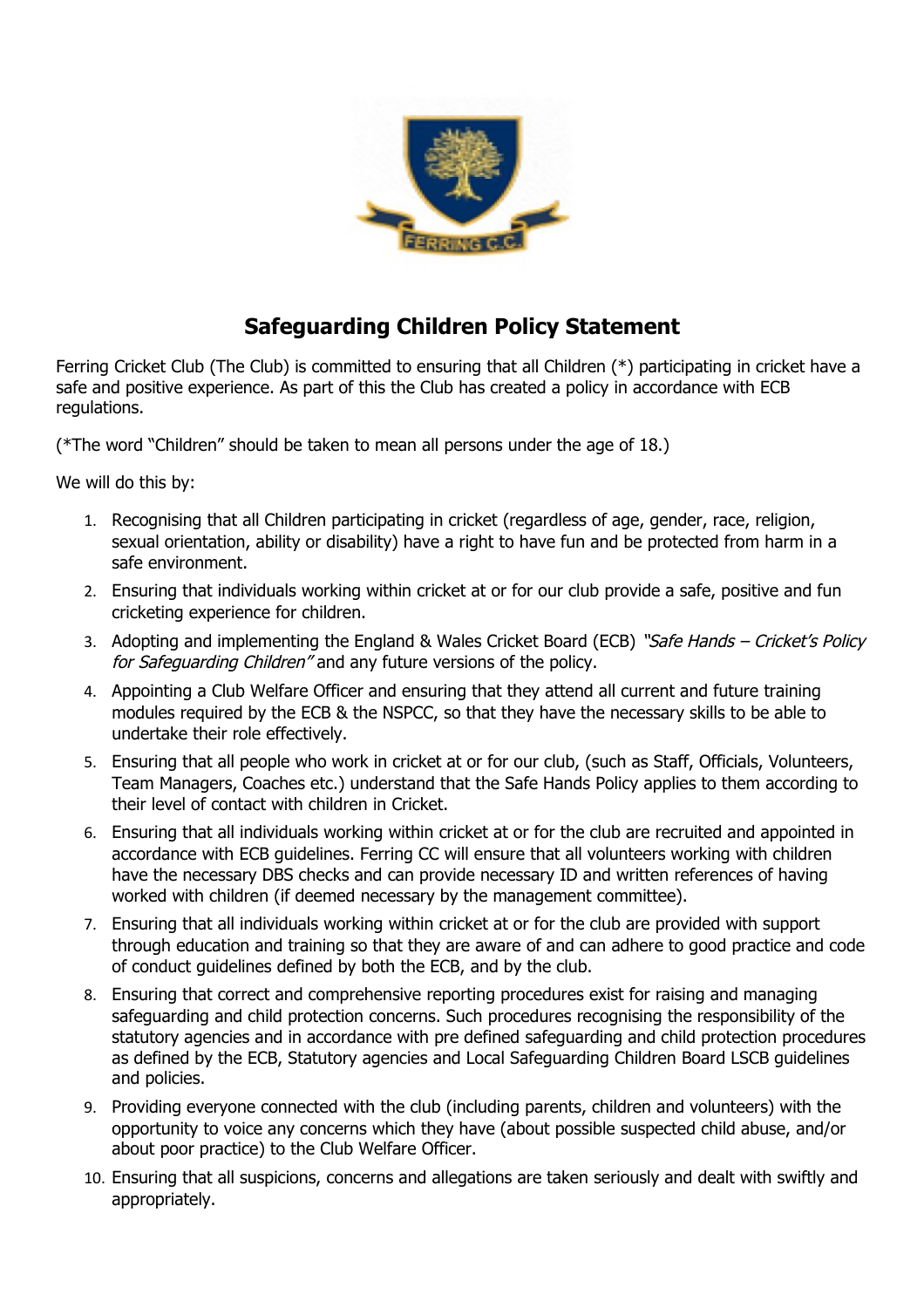# Safeguarding Children Policy Statement

Ferring Cricket Club (The Club) is committed to ensuring that all Children (*) participating in cricket have a safe and positive experience. As part of this the Club has created a policy in accordance with ECB regulations.

(*The word "Children" should be taken to mean all persons under the age of 18.)

We will do this by:

1. Recognising that all Children participating in cricket (regardless of age, gender, race, religion, sexual orientation, ability or disability) have a right to have fun and be protected from harm in a safe environment.
2. Ensuring that individuals working within cricket at or for our club provide a safe, positive and fun cricketing experience for children.
3. Adopting and implementing the England & Wales Cricket Board (ECB) *"Safe Hands – Cricket's Policy for Safeguarding Children"* and any future versions of the policy.
4. Appointing a Club Welfare Officer and ensuring that they attend all current and future training modules required by the ECB & the NSPCC, so that they have the necessary skills to be able to undertake their role effectively.
5. Ensuring that all people who work in cricket at or for our club, (such as Staff, Officials, Volunteers, Team Managers, Coaches etc.) understand that the Safe Hands Policy applies to them according to their level of contact with children in Cricket.
6. Ensuring that all individuals working within cricket at or for the club are recruited and appointed in accordance with ECB guidelines. Ferring CC will ensure that all volunteers working with children have the necessary DBS checks and can provide necessary ID and written references of having worked with children (if deemed necessary by the management committee).
7. Ensuring that all individuals working within cricket at or for the club are provided with support through education and training so that they are aware of and can adhere to good practice and code of conduct guidelines defined by both the ECB, and by the club.
8. Ensuring that correct and comprehensive reporting procedures exist for raising and managing safeguarding and child protection concerns. Such procedures recognising the responsibility of the statutory agencies and in accordance with pre defined safeguarding and child protection procedures as defined by the ECB, Statutory agencies and Local Safeguarding Children Board LSCB guidelines and policies.
9. Providing everyone connected with the club (including parents, children and volunteers) with the opportunity to voice any concerns which they have (about possible suspected child abuse, and/or about poor practice) to the Club Welfare Officer.
10. Ensuring that all suspicions, concerns and allegations are taken seriously and dealt with swiftly and appropriately.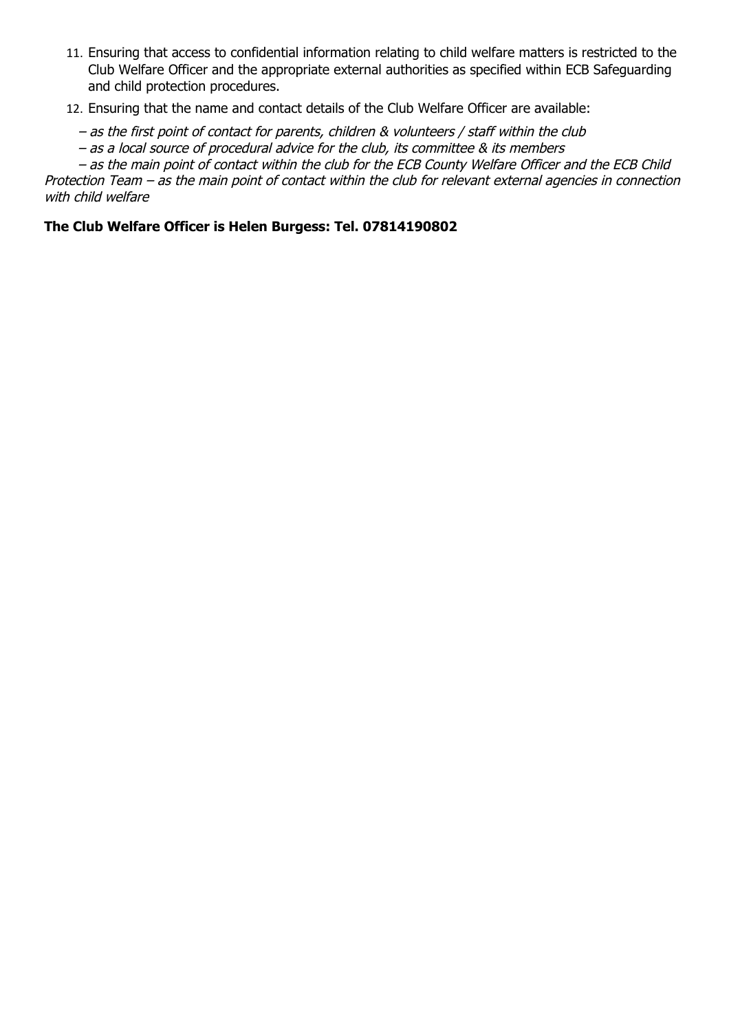11. Ensuring that access to confidential information relating to child welfare matters is restricted to the Club Welfare Officer and the appropriate external authorities as specified within ECB Safeguarding and child protection procedures.
12. Ensuring that the name and contact details of the Club Welfare Officer are available:

   *– as the first point of contact for parents, children & volunteers / staff within the club*

   *– as a local source of procedural advice for the club, its committee & its members*

   *– as the main point of contact within the club for the ECB County Welfare Officer and the ECB Child Protection Team – as the main point of contact within the club for relevant external agencies in connection with child welfare*

**The Club Welfare Officer is Helen Burgess: Tel. 07814190802**